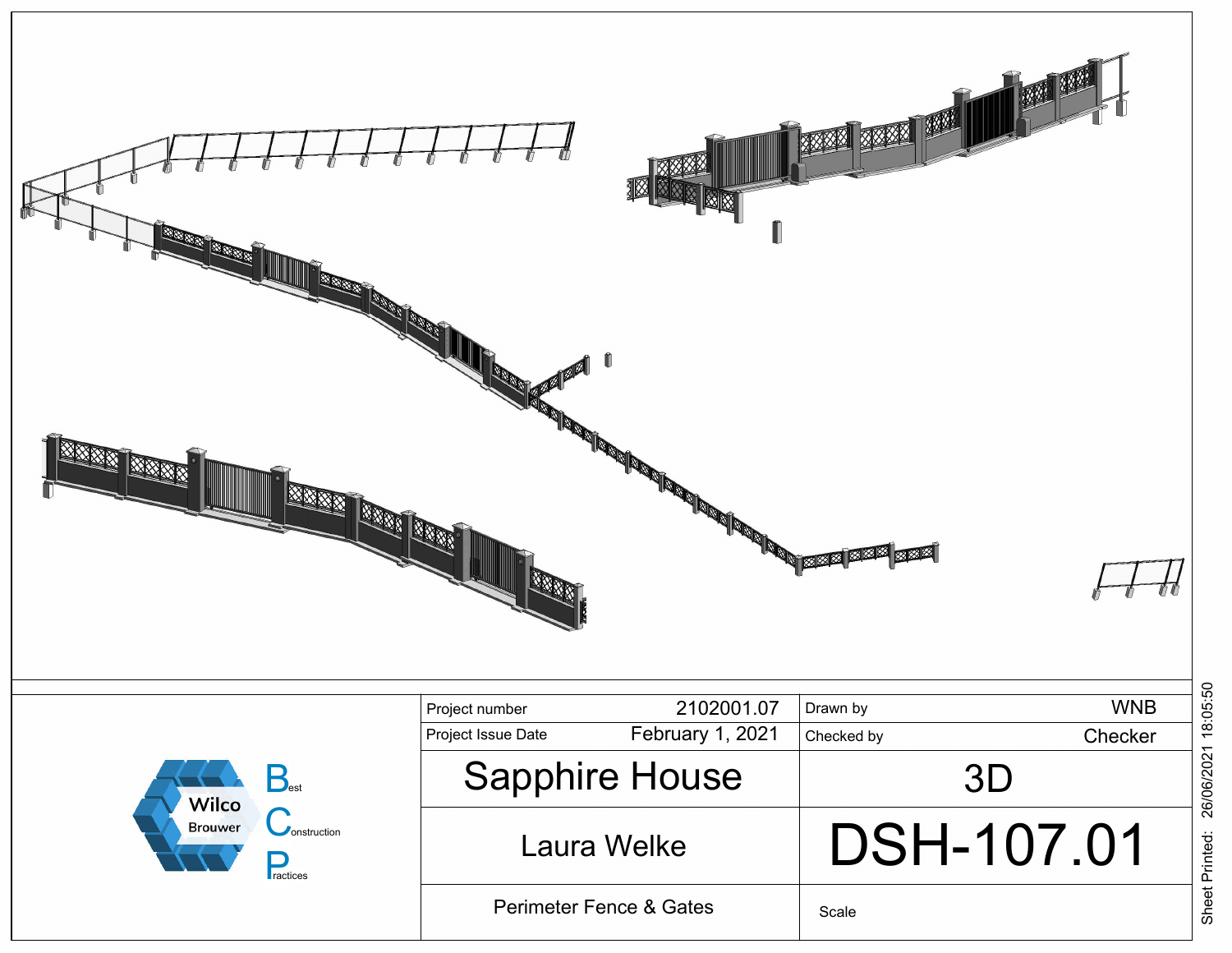| | | | |
|---|---|---|---|
| Project number | 2102001.07 | Drawn by | WNB |
| Project Issue Date | February 1, 2021 | Checked by | Checker |

**Wilco Brouwer**

**B**est **C**onstruction **P**ractices

# Sapphire House

## 3D

## Laura Welke

# DSH-107.01

Perimeter Fence & Gates

Scale

Sheet Printed: 26/06/2021 18:05:50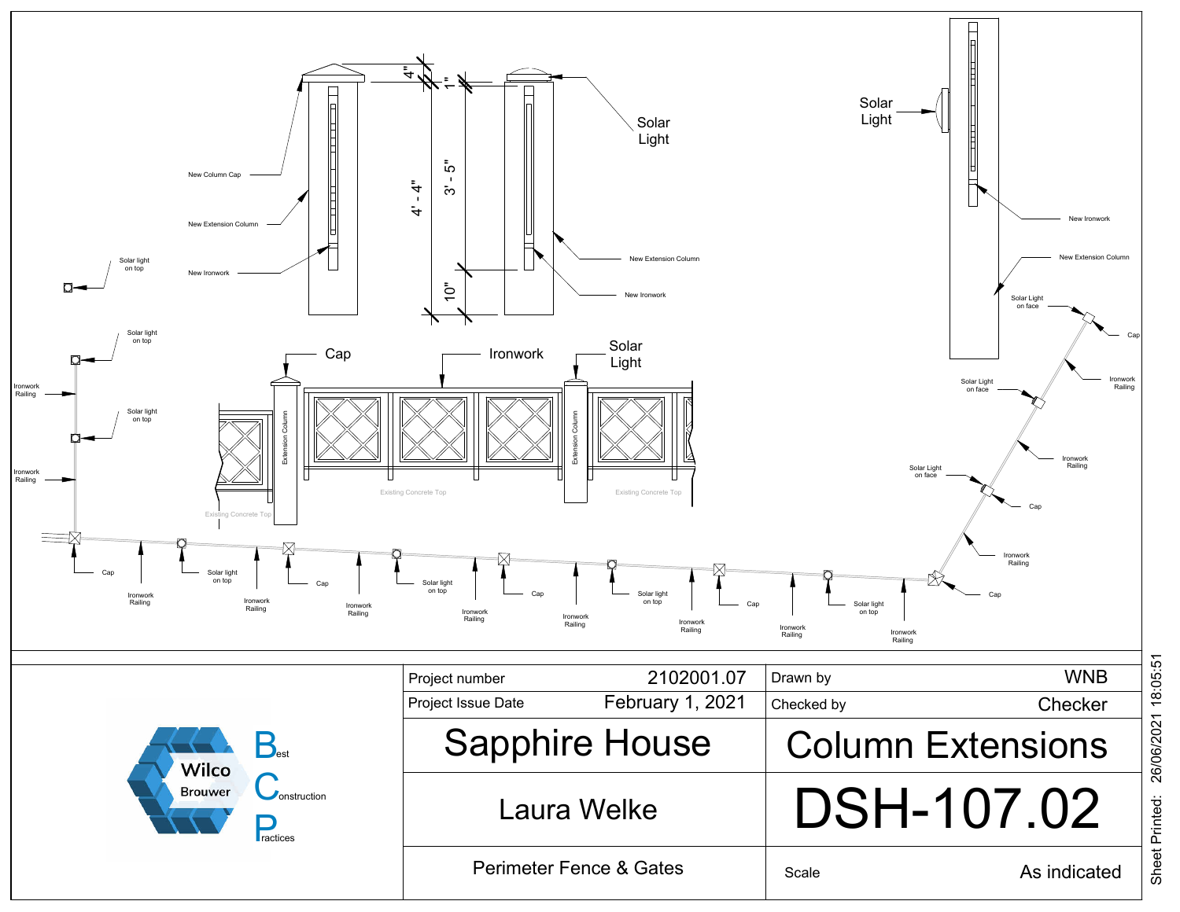New Column Cap

New Extension Column

New Ironwork

4"

1"

4' - 4"

3' - 5"

10"

Solar Light

New Extension Column

New Ironwork

Solar Light

New Ironwork

New Extension Column

Solar Light on face

Cap

Ironwork Railing

Solar light on top

Solar light on top

Ironwork Railing

Solar light on top

Ironwork Railing

Cap

Ironwork

Solar Light

Extension Column

Extension Column

Existing Concrete Top

Existing Concrete Top

Existing Concrete Top

Solar Light on face

Ironwork Railing

Solar Light on face

Cap

Ironwork Railing

Cap

Cap

Solar light on top

Ironwork Railing

Ironwork Railing

Cap

Ironwork Railing

Solar light on top

Ironwork Railing

Cap

Ironwork Railing

Solar light on top

Ironwork Railing

Cap

Ironwork Railing

Solar light on top

Ironwork Railing

| | | | |
|---|---|---|---|
| Project number | 2102001.07 | Drawn by | WNB |
| Project Issue Date | February 1, 2021 | Checked by | Checker |

Wilco Brouwer

Best Construction Practices

# Sapphire House

# Column Extensions

## Laura Welke

# DSH-107.02

Perimeter Fence & Gates

Scale: As indicated

Sheet Printed: 26/06/2021 18:05:51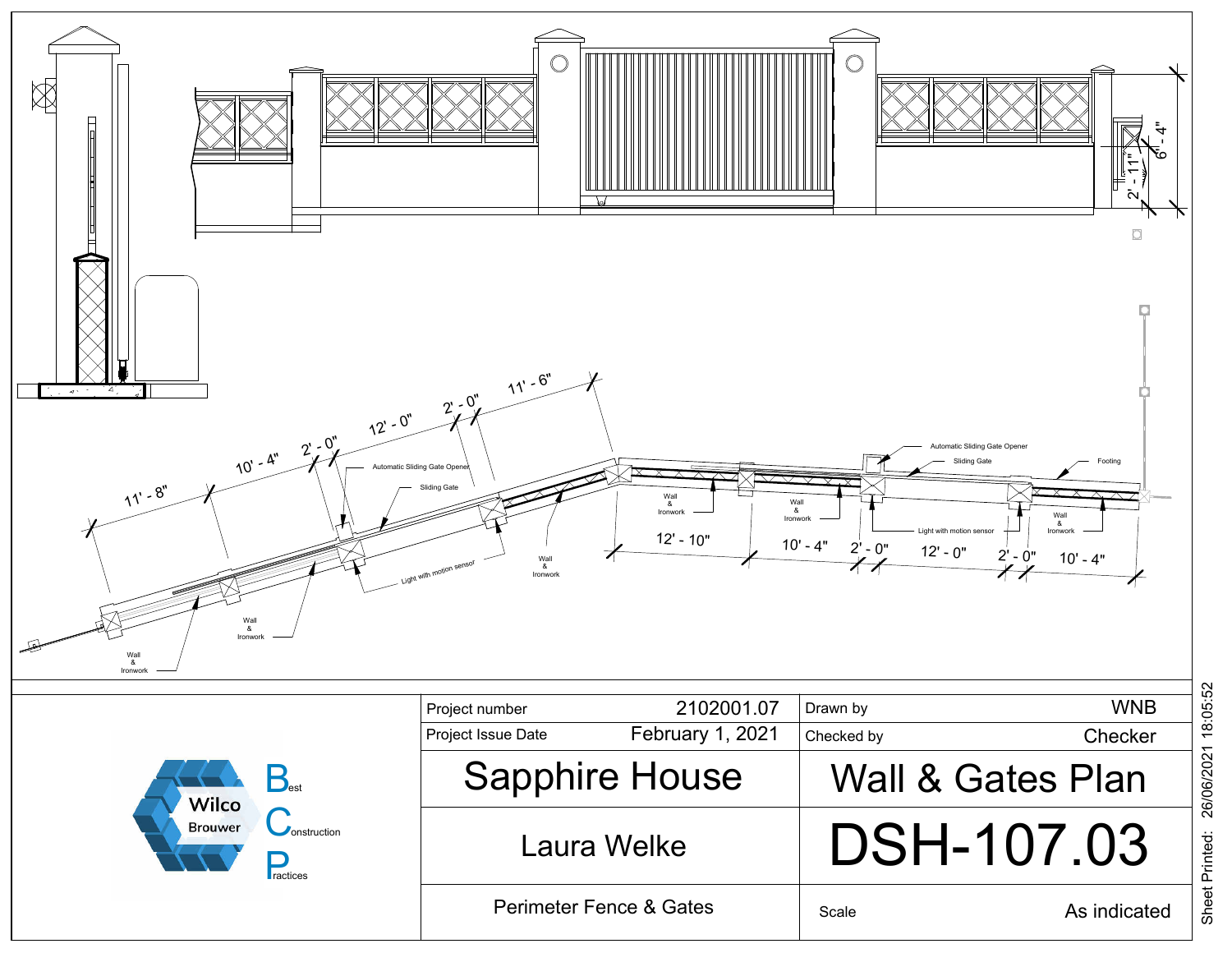6' - 4"

2' - 11"

11' - 8"

10' - 4"

2' - 0"

12' - 0"

2' - 0"

11' - 6"

Automatic Sliding Gate Opener

Sliding Gate

Light with motion sensor

Wall & Ironwork

Wall & Ironwork

Wall & Ironwork

Automatic Sliding Gate Opener

Sliding Gate

Footing

Wall & Ironwork

Wall & Ironwork

Light with motion sensor

Wall & Ironwork

12' - 10"

10' - 4"

2' - 0"

12' - 0"

2' - 0"

10' - 4"

Wilco Brouwer

Best Construction Practices

| | | | |
|---|---|---|---|
| Project number | 2102001.07 | Drawn by | WNB |
| Project Issue Date | February 1, 2021 | Checked by | Checker |

# Sapphire House

# Wall & Gates Plan

## Laura Welke

# DSH-107.03

Perimeter Fence & Gates

Scale: As indicated

Sheet Printed: 26/06/2021 18:05:52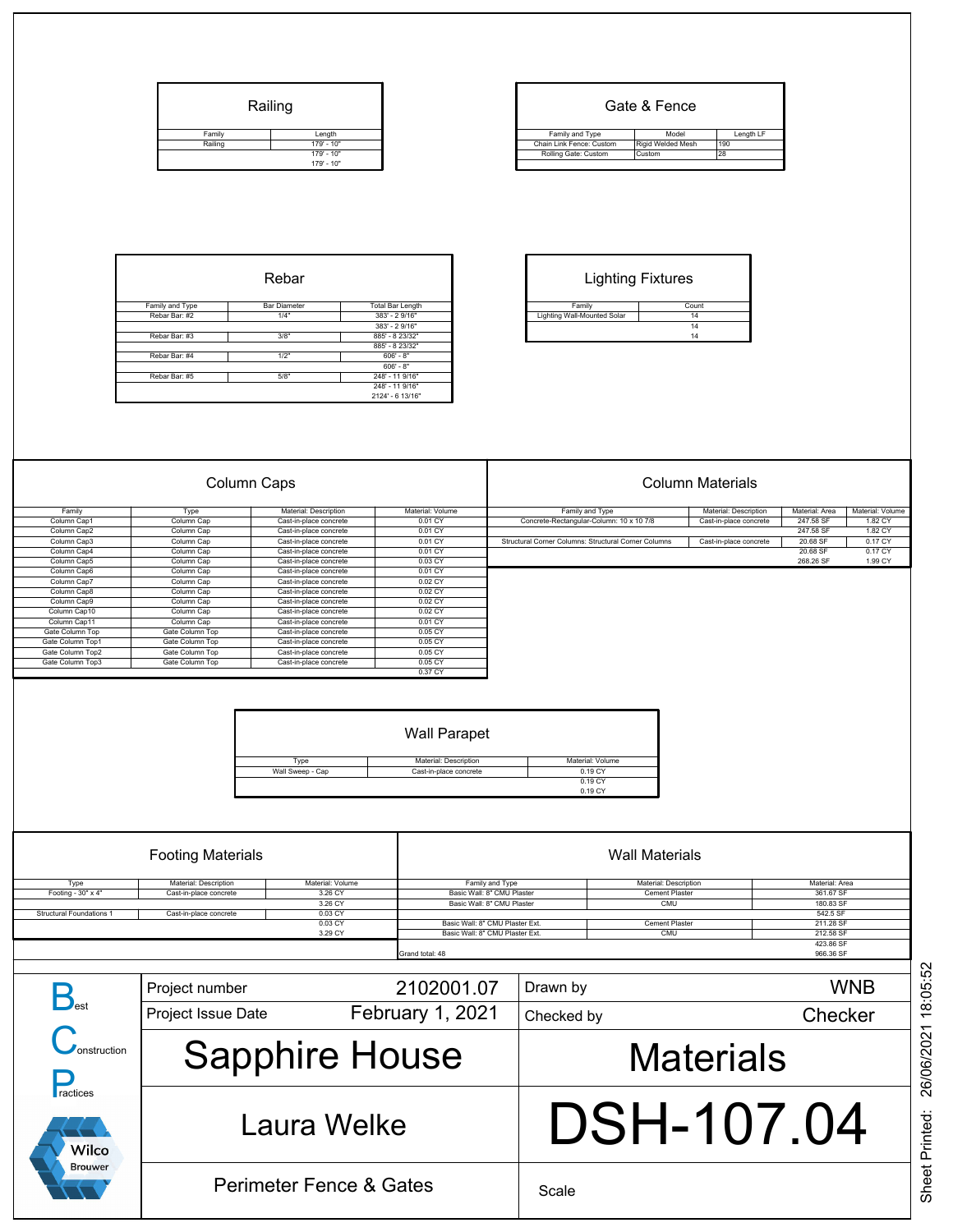## Railing

| Family | Length |
|---|---|
| Railing | 179' - 10" |
| | 179' - 10" |
| | 179' - 10" |

## Gate & Fence

| Family and Type | Model | Length LF |
|---|---|---|
| Chain Link Fence: Custom | Rigid Welded Mesh | 190 |
| Rolling Gate: Custom | Custom | 28 |

## Rebar

| Family and Type | Bar Diameter | Total Bar Length |
|---|---|---|
| Rebar Bar: #2 | 1/4" | 383' - 2 9/16" |
| | | 383' - 2 9/16" |
| Rebar Bar: #3 | 3/8" | 885' - 8 23/32" |
| | | 885' - 8 23/32" |
| Rebar Bar: #4 | 1/2" | 606' - 8" |
| | | 606' - 8" |
| Rebar Bar: #5 | 5/8" | 248' - 11 9/16" |
| | | 248' - 11 9/16" |
| | | 2124' - 6 13/16" |

## Lighting Fixtures

| Family | Count |
|---|---|
| Lighting Wall-Mounted Solar | 14 |
| | 14 |
| | 14 |

## Column Caps

| Family | Type | Material: Description | Material: Volume |
|---|---|---|---|
| Column Cap1 | Column Cap | Cast-in-place concrete | 0.01 CY |
| Column Cap2 | Column Cap | Cast-in-place concrete | 0.01 CY |
| Column Cap3 | Column Cap | Cast-in-place concrete | 0.01 CY |
| Column Cap4 | Column Cap | Cast-in-place concrete | 0.01 CY |
| Column Cap5 | Column Cap | Cast-in-place concrete | 0.03 CY |
| Column Cap6 | Column Cap | Cast-in-place concrete | 0.01 CY |
| Column Cap7 | Column Cap | Cast-in-place concrete | 0.02 CY |
| Column Cap8 | Column Cap | Cast-in-place concrete | 0.02 CY |
| Column Cap9 | Column Cap | Cast-in-place concrete | 0.02 CY |
| Column Cap10 | Column Cap | Cast-in-place concrete | 0.02 CY |
| Column Cap11 | Column Cap | Cast-in-place concrete | 0.01 CY |
| Gate Column Top | Gate Column Top | Cast-in-place concrete | 0.05 CY |
| Gate Column Top1 | Gate Column Top | Cast-in-place concrete | 0.05 CY |
| Gate Column Top2 | Gate Column Top | Cast-in-place concrete | 0.05 CY |
| Gate Column Top3 | Gate Column Top | Cast-in-place concrete | 0.05 CY |
| | | | 0.37 CY |

## Column Materials

| Family and Type | Material: Description | Material: Area | Material: Volume |
|---|---|---|---|
| Concrete-Rectangular-Column: 10 x 10 7/8 | Cast-in-place concrete | 247.58 SF | 1.82 CY |
| | | 247.58 SF | 1.82 CY |
| Structural Corner Columns: Structural Corner Columns | Cast-in-place concrete | 20.68 SF | 0.17 CY |
| | | 20.68 SF | 0.17 CY |
| | | 268.26 SF | 1.99 CY |

## Wall Parapet

| Type | Material: Description | Material: Volume |
|---|---|---|
| Wall Sweep - Cap | Cast-in-place concrete | 0.19 CY |
| | | 0.19 CY |
| | | 0.19 CY |

## Footing Materials

| Type | Material: Description | Material: Volume |
|---|---|---|
| Footing - 30" x 4" | Cast-in-place concrete | 3.26 CY |
| | | 3.26 CY |
| Structural Foundations 1 | Cast-in-place concrete | 0.03 CY |
| | | 0.03 CY |
| | | 3.29 CY |

## Wall Materials

| Family and Type | Material: Description | Material: Area |
|---|---|---|
| Basic Wall: 8" CMU Plaster | Cement Plaster | 361.67 SF |
| Basic Wall: 8" CMU Plaster | CMU | 180.83 SF |
| | | 542.5 SF |
| Basic Wall: 8" CMU Plaster Ext. | Cement Plaster | 211.28 SF |
| Basic Wall: 8" CMU Plaster Ext. | CMU | 212.58 SF |
| | | 423.86 SF |
| Grand total: 48 | | 966.36 SF |

Best Construction Practices

Wilco Brouwer

| | | | |
|---|---|---|---|
| Project number | 2102001.07 | Drawn by | WNB |
| Project Issue Date | February 1, 2021 | Checked by | Checker |

# Sapphire House

# Materials

## Laura Welke

# DSH-107.04

Perimeter Fence & Gates

Scale

Sheet Printed: 26/06/2021 18:05:52